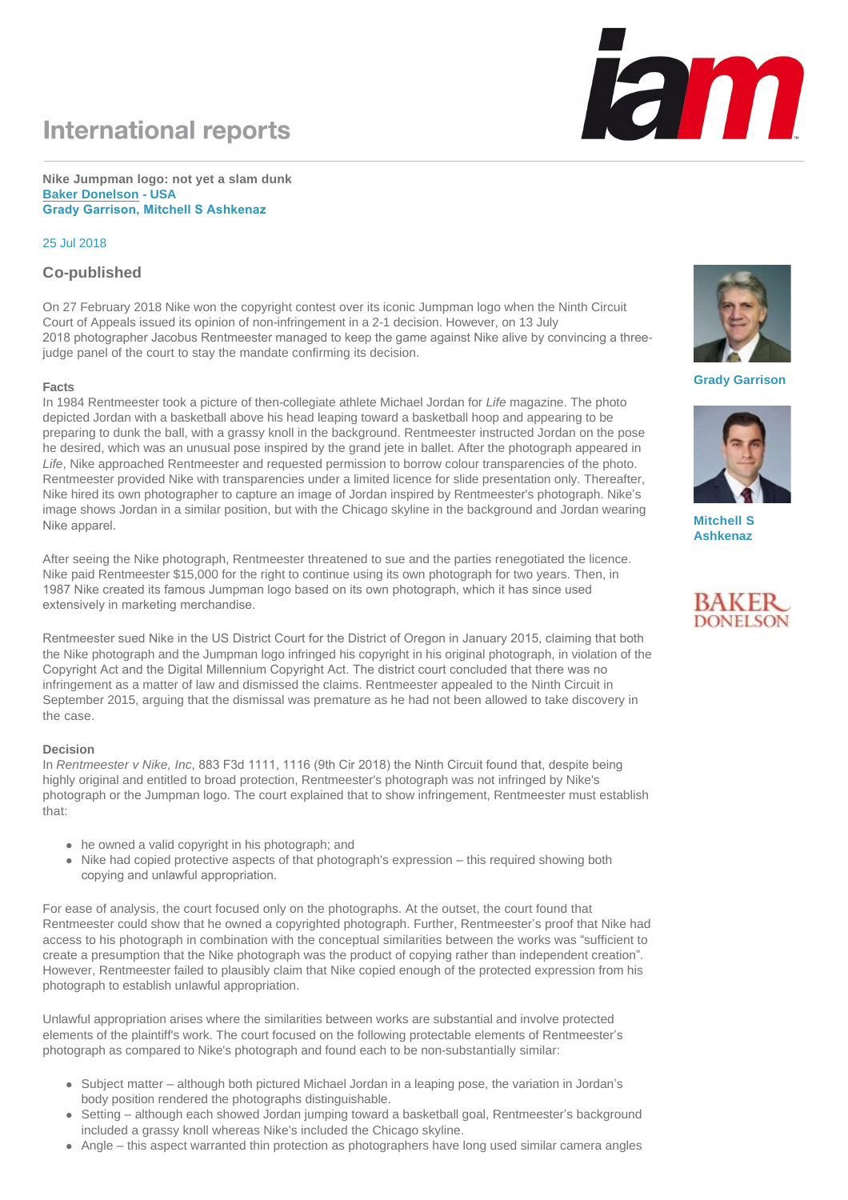# International reports

**Nike Jumpman logo: not yet a slam dunk**
**Baker Donelson - USA**
**Grady Garrison, Mitchell S Ashkenaz**

25 Jul 2018

## Co-published

On 27 February 2018 Nike won the copyright contest over its iconic Jumpman logo when the Ninth Circuit Court of Appeals issued its opinion of non-infringement in a 2-1 decision. However, on 13 July 2018 photographer Jacobus Rentmeester managed to keep the game against Nike alive by convincing a three-judge panel of the court to stay the mandate confirming its decision.

Grady Garrison

Mitchell S Ashkenaz

### Facts

In 1984 Rentmeester took a picture of then-collegiate athlete Michael Jordan for *Life* magazine. The photo depicted Jordan with a basketball above his head leaping toward a basketball hoop and appearing to be preparing to dunk the ball, with a grassy knoll in the background. Rentmeester instructed Jordan on the pose he desired, which was an unusual pose inspired by the grand jete in ballet. After the photograph appeared in *Life*, Nike approached Rentmeester and requested permission to borrow colour transparencies of the photo. Rentmeester provided Nike with transparencies under a limited licence for slide presentation only. Thereafter, Nike hired its own photographer to capture an image of Jordan inspired by Rentmeester's photograph. Nike's image shows Jordan in a similar position, but with the Chicago skyline in the background and Jordan wearing Nike apparel.

After seeing the Nike photograph, Rentmeester threatened to sue and the parties renegotiated the licence. Nike paid Rentmeester $15,000 for the right to continue using its own photograph for two years. Then, in 1987 Nike created its famous Jumpman logo based on its own photograph, which it has since used extensively in marketing merchandise.

Rentmeester sued Nike in the US District Court for the District of Oregon in January 2015, claiming that both the Nike photograph and the Jumpman logo infringed his copyright in his original photograph, in violation of the Copyright Act and the Digital Millennium Copyright Act. The district court concluded that there was no infringement as a matter of law and dismissed the claims. Rentmeester appealed to the Ninth Circuit in September 2015, arguing that the dismissal was premature as he had not been allowed to take discovery in the case.

### Decision

In *Rentmeester v Nike, Inc*, 883 F3d 1111, 1116 (9th Cir 2018) the Ninth Circuit found that, despite being highly original and entitled to broad protection, Rentmeester's photograph was not infringed by Nike's photograph or the Jumpman logo. The court explained that to show infringement, Rentmeester must establish that:

- he owned a valid copyright in his photograph; and
- Nike had copied protective aspects of that photograph's expression – this required showing both copying and unlawful appropriation.

For ease of analysis, the court focused only on the photographs. At the outset, the court found that Rentmeester could show that he owned a copyrighted photograph. Further, Rentmeester's proof that Nike had access to his photograph in combination with the conceptual similarities between the works was "sufficient to create a presumption that the Nike photograph was the product of copying rather than independent creation". However, Rentmeester failed to plausibly claim that Nike copied enough of the protected expression from his photograph to establish unlawful appropriation.

Unlawful appropriation arises where the similarities between works are substantial and involve protected elements of the plaintiff's work. The court focused on the following protectable elements of Rentmeester's photograph as compared to Nike's photograph and found each to be non-substantially similar:

- Subject matter – although both pictured Michael Jordan in a leaping pose, the variation in Jordan's body position rendered the photographs distinguishable.
- Setting – although each showed Jordan jumping toward a basketball goal, Rentmeester's background included a grassy knoll whereas Nike's included the Chicago skyline.
- Angle – this aspect warranted thin protection as photographers have long used similar camera angles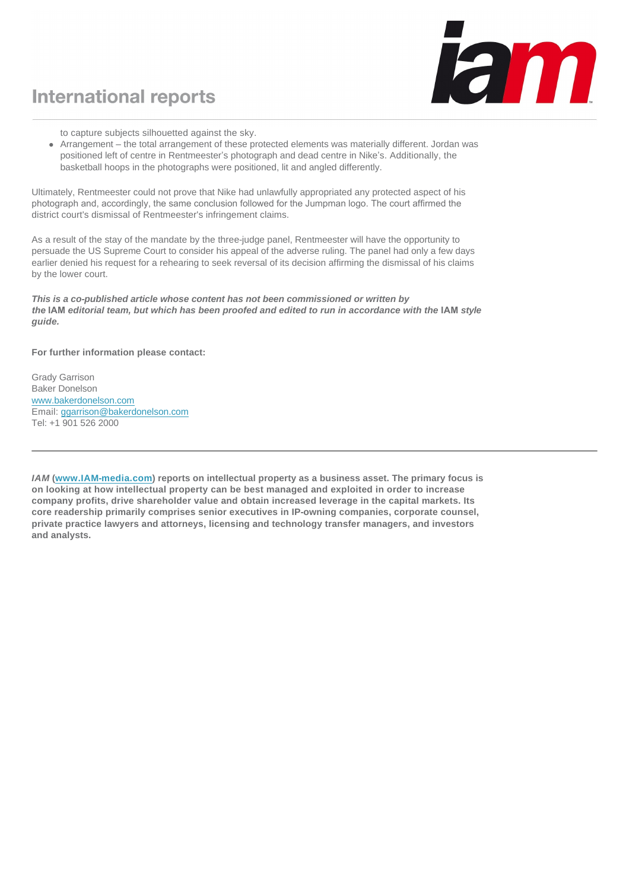to capture subjects silhouetted against the sky.

- Arrangement – the total arrangement of these protected elements was materially different. Jordan was positioned left of centre in Rentmeester's photograph and dead centre in Nike's. Additionally, the basketball hoops in the photographs were positioned, lit and angled differently.

Ultimately, Rentmeester could not prove that Nike had unlawfully appropriated any protected aspect of his photograph and, accordingly, the same conclusion followed for the Jumpman logo. The court affirmed the district court's dismissal of Rentmeester's infringement claims.

As a result of the stay of the mandate by the three-judge panel, Rentmeester will have the opportunity to persuade the US Supreme Court to consider his appeal of the adverse ruling. The panel had only a few days earlier denied his request for a rehearing to seek reversal of its decision affirming the dismissal of his claims by the lower court.

***This is a co-published article whose content has not been commissioned or written by the* IAM *editorial team, but which has been proofed and edited to run in accordance with the* IAM *style guide.***

**For further information please contact:**

Grady Garrison
Baker Donelson
www.bakerdonelson.com
Email: ggarrison@bakerdonelson.com
Tel: +1 901 526 2000

---

***IAM* (www.IAM-media.com) reports on intellectual property as a business asset. The primary focus is on looking at how intellectual property can be best managed and exploited in order to increase company profits, drive shareholder value and obtain increased leverage in the capital markets. Its core readership primarily comprises senior executives in IP-owning companies, corporate counsel, private practice lawyers and attorneys, licensing and technology transfer managers, and investors and analysts.**